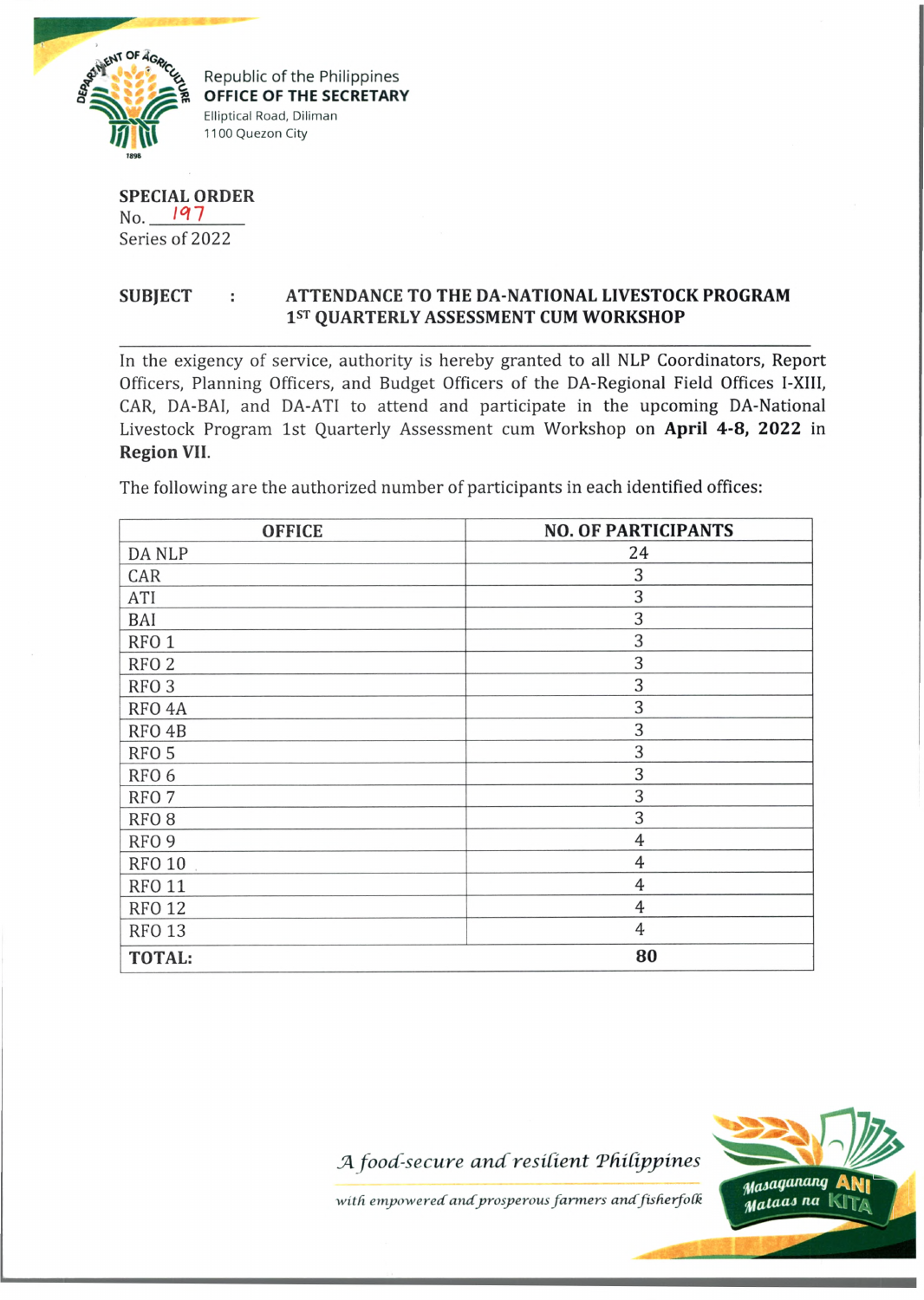Republic of the Philippines
**OFFICE OF THE SECRETARY**
Elliptical Road, Diliman
1100 Quezon City

**SPECIAL ORDER**
No. 197
Series of 2022

**SUBJECT : ATTENDANCE TO THE DA-NATIONAL LIVESTOCK PROGRAM 1ST QUARTERLY ASSESSMENT CUM WORKSHOP**

In the exigency of service, authority is hereby granted to all NLP Coordinators, Report Officers, Planning Officers, and Budget Officers of the DA-Regional Field Offices I-XIII, CAR, DA-BAI, and DA-ATI to attend and participate in the upcoming DA-National Livestock Program 1st Quarterly Assessment cum Workshop on **April 4-8, 2022** in **Region VII**.

The following are the authorized number of participants in each identified offices:

| OFFICE | NO. OF PARTICIPANTS |
|---|---|
| DA NLP | 24 |
| CAR | 3 |
| ATI | 3 |
| BAI | 3 |
| RFO 1 | 3 |
| RFO 2 | 3 |
| RFO 3 | 3 |
| RFO 4A | 3 |
| RFO 4B | 3 |
| RFO 5 | 3 |
| RFO 6 | 3 |
| RFO 7 | 3 |
| RFO 8 | 3 |
| RFO 9 | 4 |
| RFO 10 | 4 |
| RFO 11 | 4 |
| RFO 12 | 4 |
| RFO 13 | 4 |
| **TOTAL:** | **80** |

*A food-secure and resilient Philippines*
*with empowered and prosperous farmers and fisherfolk*

Masaganang ANI Mataas na KITA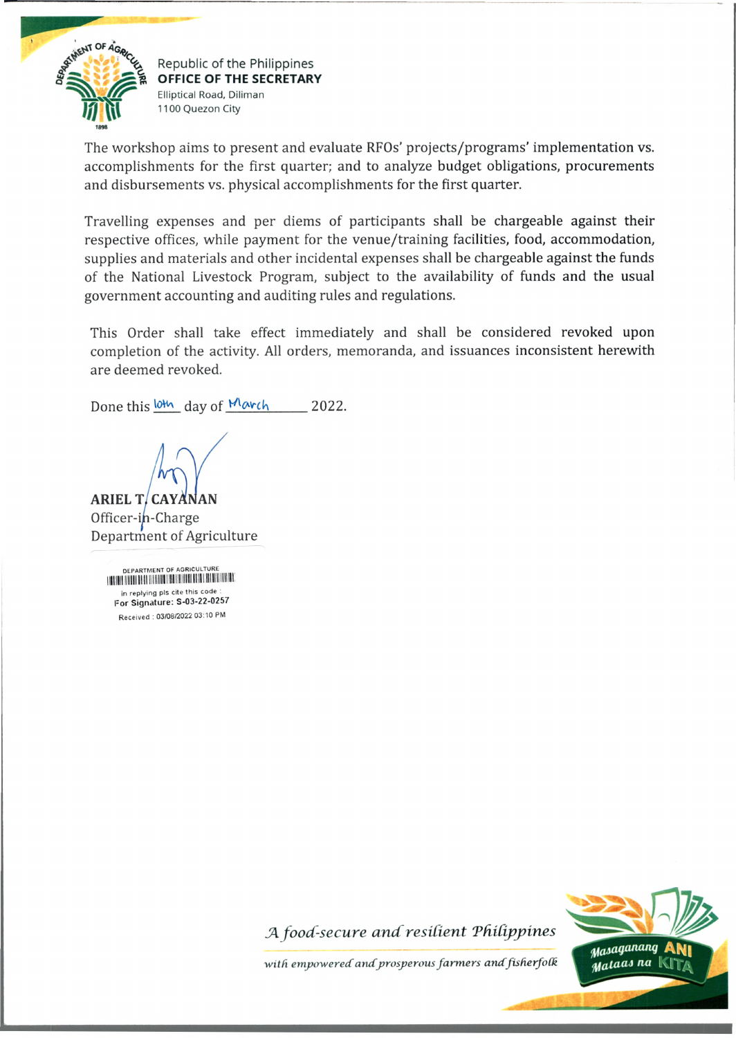The workshop aims to present and evaluate RFOs' projects/programs' implementation vs. accomplishments for the first quarter; and to analyze budget obligations, procurements and disbursements vs. physical accomplishments for the first quarter.

Travelling expenses and per diems of participants shall be chargeable against their respective offices, while payment for the venue/training facilities, food, accommodation, supplies and materials and other incidental expenses shall be chargeable against the funds of the National Livestock Program, subject to the availability of funds and the usual government accounting and auditing rules and regulations.

This Order shall take effect immediately and shall be considered revoked upon completion of the activity. All orders, memoranda, and issuances inconsistent herewith are deemed revoked.

Done this 10th day of March 2022.

**ARIEL T. CAYANAN**
Officer-in-Charge
Department of Agriculture

DEPARTMENT OF AGRICULTURE
in replying pls cite this code :
For Signature: S-03-22-0257
Received : 03/08/2022 03:10 PM